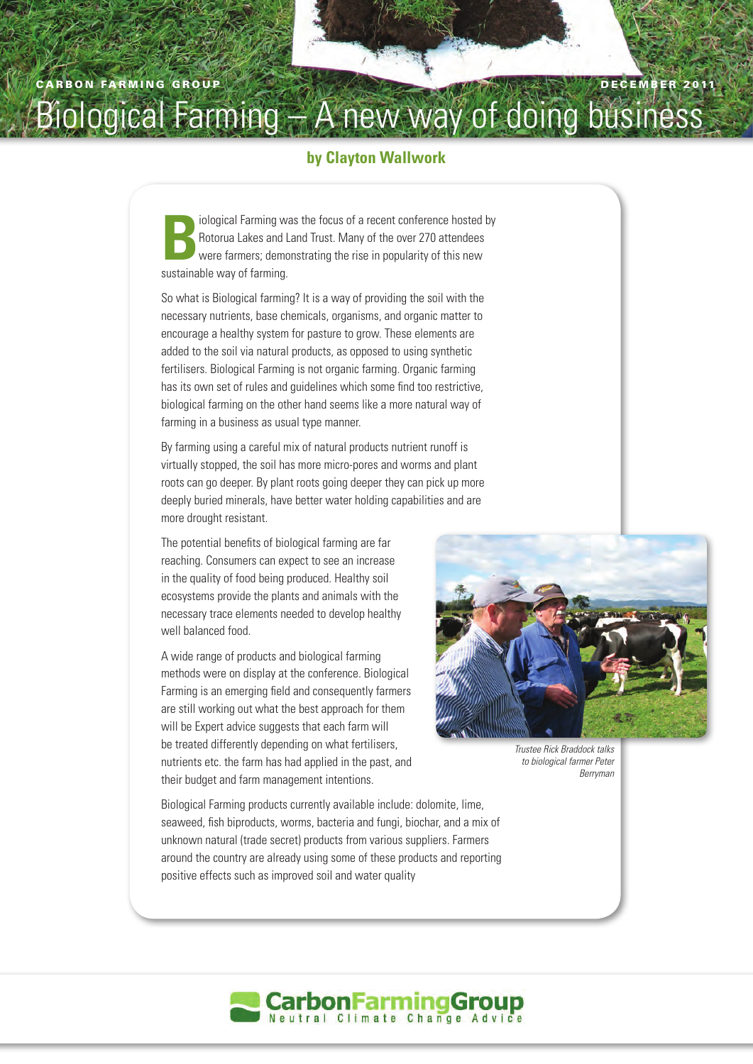CARBON FARMING GROUP

DECEMBER 2011

# Biological Farming – A new way of doing business

**by Clayton Wallwork**

Biological Farming was the focus of a recent conference hosted by Rotorua Lakes and Land Trust. Many of the over 270 attendees were farmers; demonstrating the rise in popularity of this new sustainable way of farming.

So what is Biological farming? It is a way of providing the soil with the necessary nutrients, base chemicals, organisms, and organic matter to encourage a healthy system for pasture to grow. These elements are added to the soil via natural products, as opposed to using synthetic fertilisers. Biological Farming is not organic farming. Organic farming has its own set of rules and guidelines which some find too restrictive, biological farming on the other hand seems like a more natural way of farming in a business as usual type manner.

By farming using a careful mix of natural products nutrient runoff is virtually stopped, the soil has more micro-pores and worms and plant roots can go deeper. By plant roots going deeper they can pick up more deeply buried minerals, have better water holding capabilities and are more drought resistant.

The potential benefits of biological farming are far reaching. Consumers can expect to see an increase in the quality of food being produced. Healthy soil ecosystems provide the plants and animals with the necessary trace elements needed to develop healthy well balanced food.

A wide range of products and biological farming methods were on display at the conference. Biological Farming is an emerging field and consequently farmers are still working out what the best approach for them will be Expert advice suggests that each farm will be treated differently depending on what fertilisers, nutrients etc. the farm has had applied in the past, and their budget and farm management intentions.

*Trustee Rick Braddock talks to biological farmer Peter Berryman*

Biological Farming products currently available include: dolomite, lime, seaweed, fish biproducts, worms, bacteria and fungi, biochar, and a mix of unknown natural (trade secret) products from various suppliers. Farmers around the country are already using some of these products and reporting positive effects such as improved soil and water quality

CarbonFarmingGroup
Neutral Climate Change Advice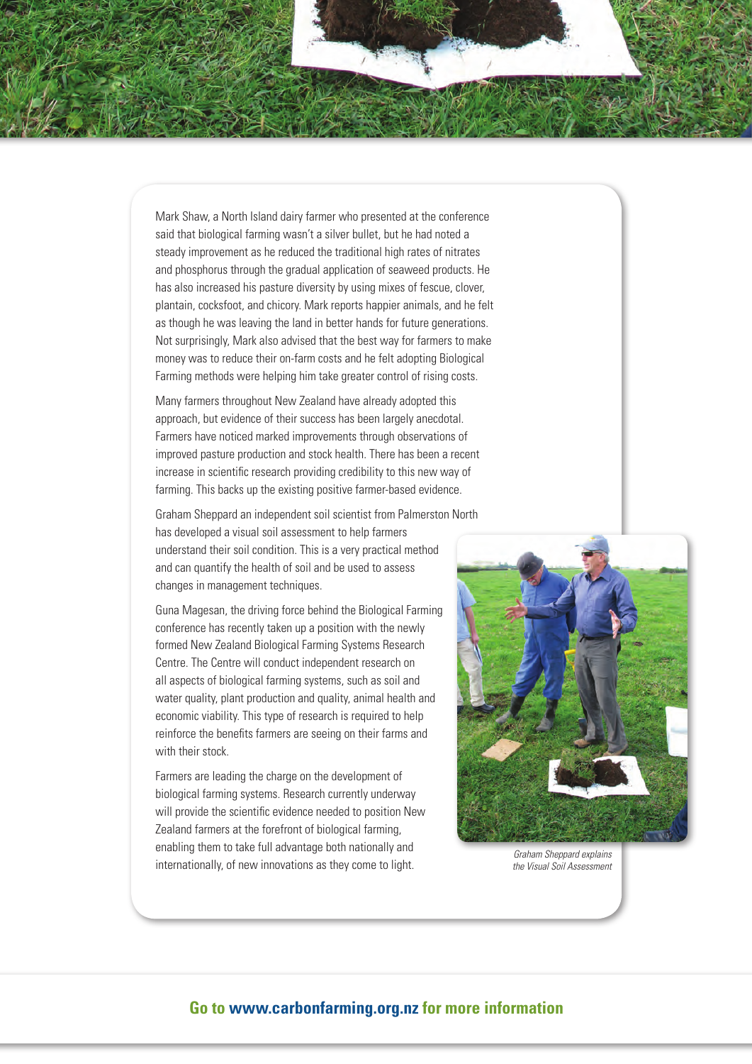Mark Shaw, a North Island dairy farmer who presented at the conference said that biological farming wasn't a silver bullet, but he had noted a steady improvement as he reduced the traditional high rates of nitrates and phosphorus through the gradual application of seaweed products. He has also increased his pasture diversity by using mixes of fescue, clover, plantain, cocksfoot, and chicory. Mark reports happier animals, and he felt as though he was leaving the land in better hands for future generations. Not surprisingly, Mark also advised that the best way for farmers to make money was to reduce their on-farm costs and he felt adopting Biological Farming methods were helping him take greater control of rising costs.

Many farmers throughout New Zealand have already adopted this approach, but evidence of their success has been largely anecdotal. Farmers have noticed marked improvements through observations of improved pasture production and stock health. There has been a recent increase in scientific research providing credibility to this new way of farming. This backs up the existing positive farmer-based evidence.

Graham Sheppard an independent soil scientist from Palmerston North has developed a visual soil assessment to help farmers understand their soil condition. This is a very practical method and can quantify the health of soil and be used to assess changes in management techniques.

Guna Magesan, the driving force behind the Biological Farming conference has recently taken up a position with the newly formed New Zealand Biological Farming Systems Research Centre. The Centre will conduct independent research on all aspects of biological farming systems, such as soil and water quality, plant production and quality, animal health and economic viability. This type of research is required to help reinforce the benefits farmers are seeing on their farms and with their stock.

Farmers are leading the charge on the development of biological farming systems. Research currently underway will provide the scientific evidence needed to position New Zealand farmers at the forefront of biological farming, enabling them to take full advantage both nationally and internationally, of new innovations as they come to light.

*Graham Sheppard explains the Visual Soil Assessment*

**Go to www.carbonfarming.org.nz for more information**